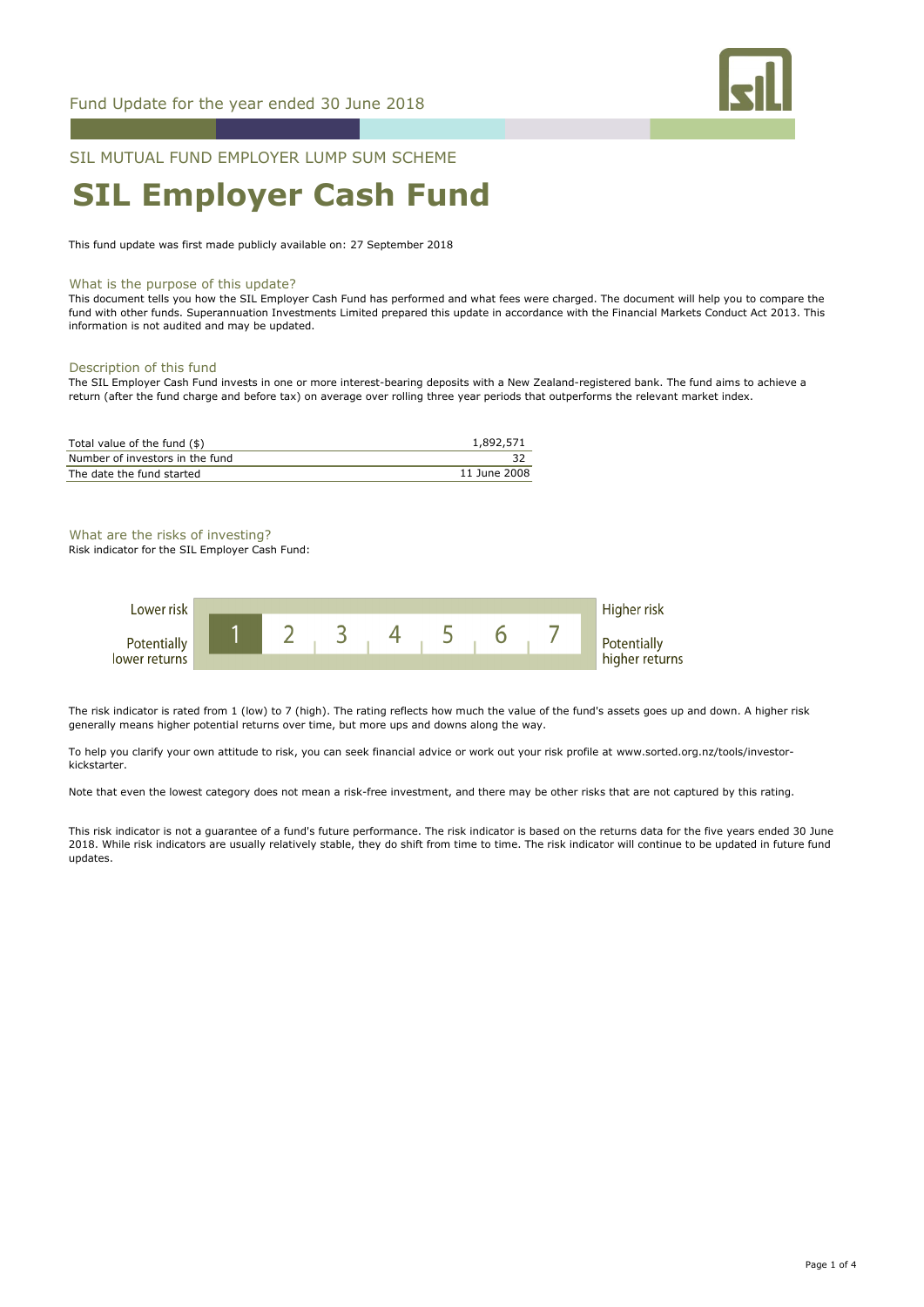Fund Update for the year ended 30 June 2018

SIL MUTUAL FUND EMPLOYER LUMP SUM SCHEME

# SIL Employer Cash Fund

This fund update was first made publicly available on: 27 September 2018

## What is the purpose of this update?

This document tells you how the SIL Employer Cash Fund has performed and what fees were charged. The document will help you to compare the fund with other funds. Superannuation Investments Limited prepared this update in accordance with the Financial Markets Conduct Act 2013. This information is not audited and may be updated.

## Description of this fund

The SIL Employer Cash Fund invests in one or more interest-bearing deposits with a New Zealand-registered bank. The fund aims to achieve a return (after the fund charge and before tax) on average over rolling three year periods that outperforms the relevant market index.

| | |
|---|---|
| Total value of the fund ($) | 1,892,571 |
| Number of investors in the fund | 32 |
| The date the fund started | 11 June 2008 |

## What are the risks of investing?

Risk indicator for the SIL Employer Cash Fund:

| Lower risk / Potentially lower returns | **1** | 2 | 3 | 4 | 5 | 6 | 7 | Higher risk / Potentially higher returns |
|---|---|---|---|---|---|---|---|---|

The risk indicator is rated from 1 (low) to 7 (high). The rating reflects how much the value of the fund's assets goes up and down. A higher risk generally means higher potential returns over time, but more ups and downs along the way.

To help you clarify your own attitude to risk, you can seek financial advice or work out your risk profile at www.sorted.org.nz/tools/investor-kickstarter.

Note that even the lowest category does not mean a risk-free investment, and there may be other risks that are not captured by this rating.

This risk indicator is not a guarantee of a fund's future performance. The risk indicator is based on the returns data for the five years ended 30 June 2018. While risk indicators are usually relatively stable, they do shift from time to time. The risk indicator will continue to be updated in future fund updates.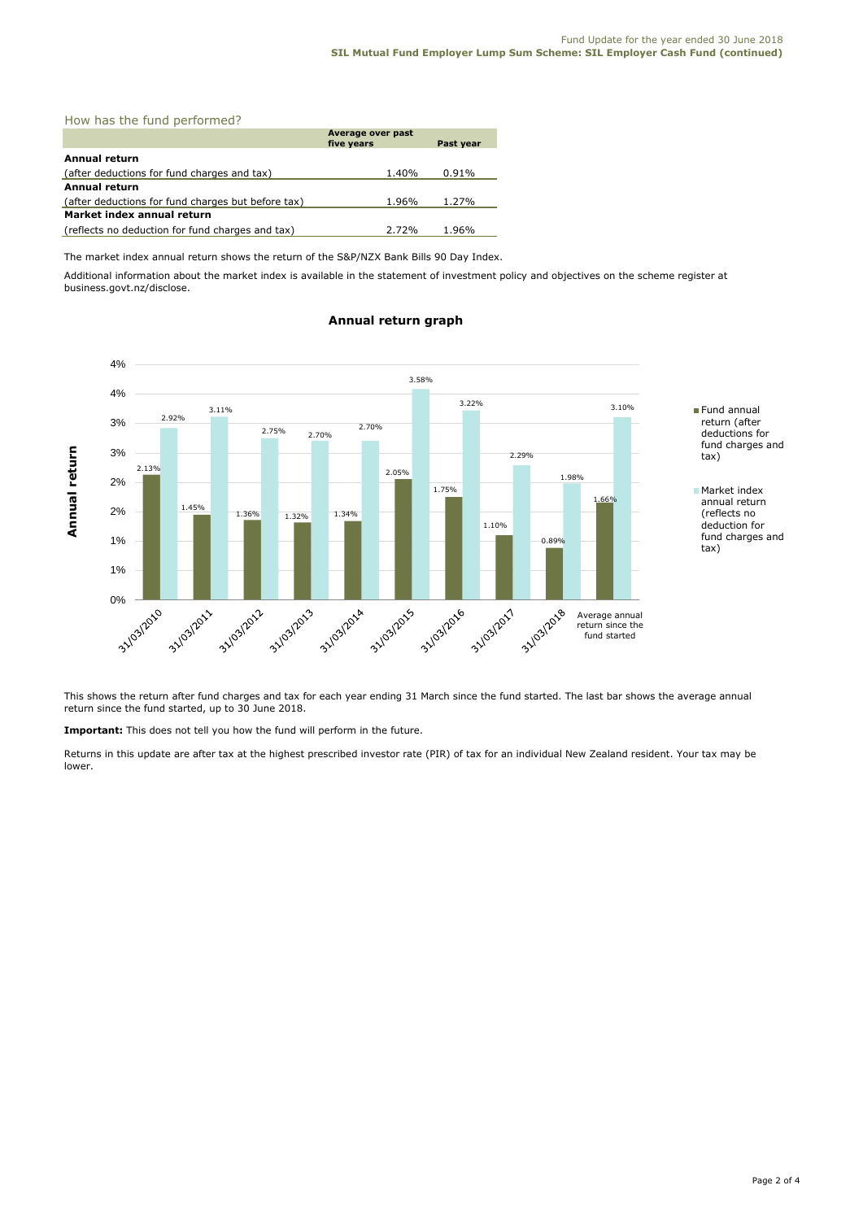## How has the fund performed?

| | Average over past five years | Past year |
|---|---|---|
| **Annual return** | | |
| (after deductions for fund charges and tax) | 1.40% | 0.91% |
| **Annual return** | | |
| (after deductions for fund charges but before tax) | 1.96% | 1.27% |
| **Market index annual return** | | |
| (reflects no deduction for fund charges and tax) | 2.72% | 1.96% |

The market index annual return shows the return of the S&P/NZX Bank Bills 90 Day Index.

Additional information about the market index is available in the statement of investment policy and objectives on the scheme register at business.govt.nz/disclose.

### Annual return graph

| | Fund annual return (after deductions for fund charges and tax) | Market index annual return (reflects no deduction for fund charges and tax) |
|---|---|---|
| 31/03/2010 | 2.13% | 2.92% |
| 31/03/2011 | 1.45% | 3.11% |
| 31/03/2012 | 1.36% | 2.75% |
| 31/03/2013 | 1.32% | 2.70% |
| 31/03/2014 | 1.34% | 2.70% |
| 31/03/2015 | 2.05% | 3.58% |
| 31/03/2016 | 1.75% | 3.22% |
| 31/03/2017 | 1.10% | 2.29% |
| 31/03/2018 | 0.89% | 1.98% |
| Average annual return since the fund started | 1.66% | 3.10% |

This shows the return after fund charges and tax for each year ending 31 March since the fund started. The last bar shows the average annual return since the fund started, up to 30 June 2018.

**Important:** This does not tell you how the fund will perform in the future.

Returns in this update are after tax at the highest prescribed investor rate (PIR) of tax for an individual New Zealand resident. Your tax may be lower.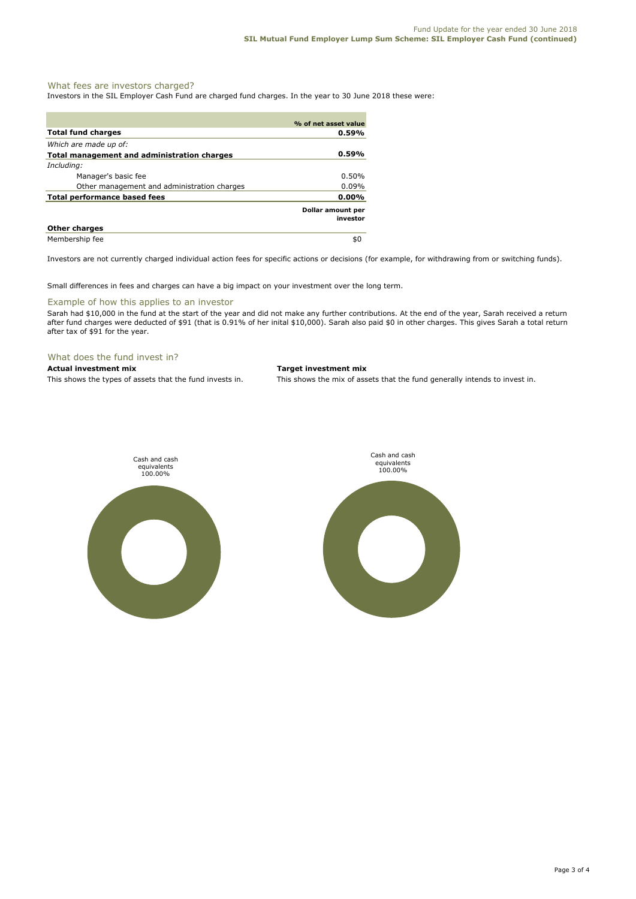## What fees are investors charged?

Investors in the SIL Employer Cash Fund are charged fund charges. In the year to 30 June 2018 these were:

| | % of net asset value |
|---|---|
| **Total fund charges** | **0.59%** |
| *Which are made up of:* | |
| **Total management and administration charges** | **0.59%** |
| *Including:* | |
| Manager's basic fee | 0.50% |
| Other management and administration charges | 0.09% |
| **Total performance based fees** | **0.00%** |
| | **Dollar amount per investor** |
| **Other charges** | |
| Membership fee | $0 |

Investors are not currently charged individual action fees for specific actions or decisions (for example, for withdrawing from or switching funds).

Small differences in fees and charges can have a big impact on your investment over the long term.

## Example of how this applies to an investor

Sarah had $10,000 in the fund at the start of the year and did not make any further contributions. At the end of the year, Sarah received a return after fund charges were deducted of $91 (that is 0.91% of her inital $10,000). Sarah also paid $0 in other charges. This gives Sarah a total return after tax of $91 for the year.

## What does the fund invest in?

**Actual investment mix**

This shows the types of assets that the fund invests in.

Cash and cash equivalents 100.00%

**Target investment mix**

This shows the mix of assets that the fund generally intends to invest in.

Cash and cash equivalents 100.00%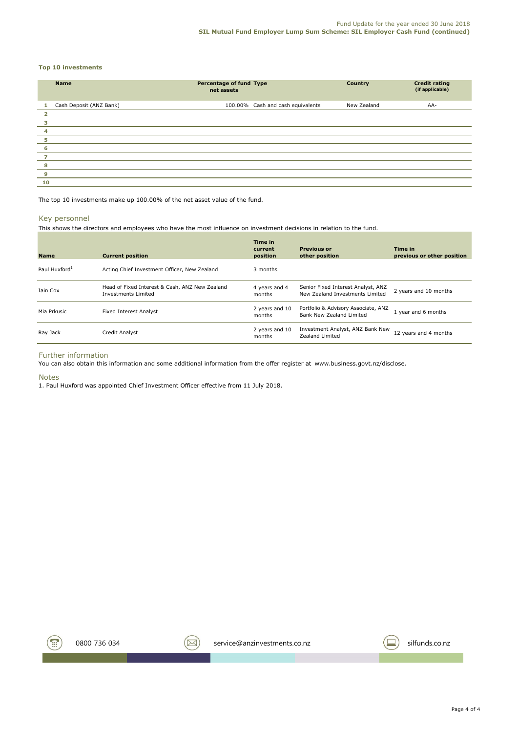**Top 10 investments**

| | Name | Percentage of fund net assets | Type | Country | Credit rating (if applicable) |
|---|---|---|---|---|---|
| 1 | Cash Deposit (ANZ Bank) | 100.00% | Cash and cash equivalents | New Zealand | AA- |
| 2 | | | | | |
| 3 | | | | | |
| 4 | | | | | |
| 5 | | | | | |
| 6 | | | | | |
| 7 | | | | | |
| 8 | | | | | |
| 9 | | | | | |
| 10 | | | | | |

The top 10 investments make up 100.00% of the net asset value of the fund.

## Key personnel

This shows the directors and employees who have the most influence on investment decisions in relation to the fund.

| Name | Current position | Time in current position | Previous or other position | Time in previous or other position |
|---|---|---|---|---|
| Paul Huxford[1] | Acting Chief Investment Officer, New Zealand | 3 months | | |
| Iain Cox | Head of Fixed Interest & Cash, ANZ New Zealand Investments Limited | 4 years and 4 months | Senior Fixed Interest Analyst, ANZ New Zealand Investments Limited | 2 years and 10 months |
| Mia Prkusic | Fixed Interest Analyst | 2 years and 10 months | Portfolio & Advisory Associate, ANZ Bank New Zealand Limited | 1 year and 6 months |
| Ray Jack | Credit Analyst | 2 years and 10 months | Investment Analyst, ANZ Bank New Zealand Limited | 12 years and 4 months |

## Further information

You can also obtain this information and some additional information from the offer register at www.business.govt.nz/disclose.

## Notes

1. Paul Huxford was appointed Chief Investment Officer effective from 11 July 2018.

0800 736 034 | service@anzinvestments.co.nz | silfunds.co.nz